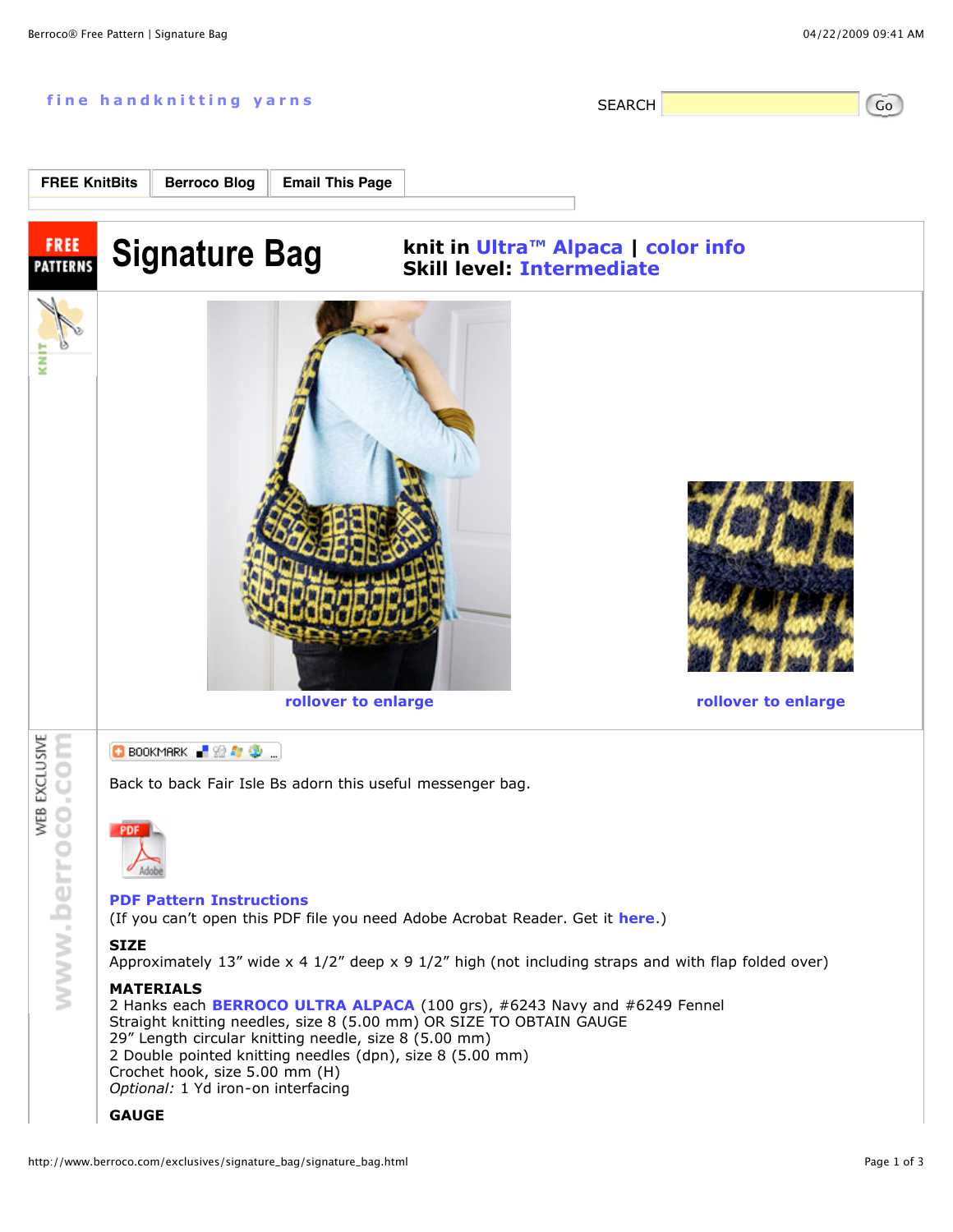fine handknitting yarns

SEARCH Go

FREE KnitBits | Berroco Blog | Email This Page

# Signature Bag

**knit in Ultra™ Alpaca | color info**
**Skill level: Intermediate**

rollover to enlarge

rollover to enlarge

Back to back Fair Isle Bs adorn this useful messenger bag.

**PDF Pattern Instructions**
(If you can't open this PDF file you need Adobe Acrobat Reader. Get it **here**.)

**SIZE**
Approximately 13" wide x 4 1/2" deep x 9 1/2" high (not including straps and with flap folded over)

**MATERIALS**
2 Hanks each **BERROCO ULTRA ALPACA** (100 grs), #6243 Navy and #6249 Fennel
Straight knitting needles, size 8 (5.00 mm) OR SIZE TO OBTAIN GAUGE
29" Length circular knitting needle, size 8 (5.00 mm)
2 Double pointed knitting needles (dpn), size 8 (5.00 mm)
Crochet hook, size 5.00 mm (H)
*Optional:* 1 Yd iron-on interfacing

**GAUGE**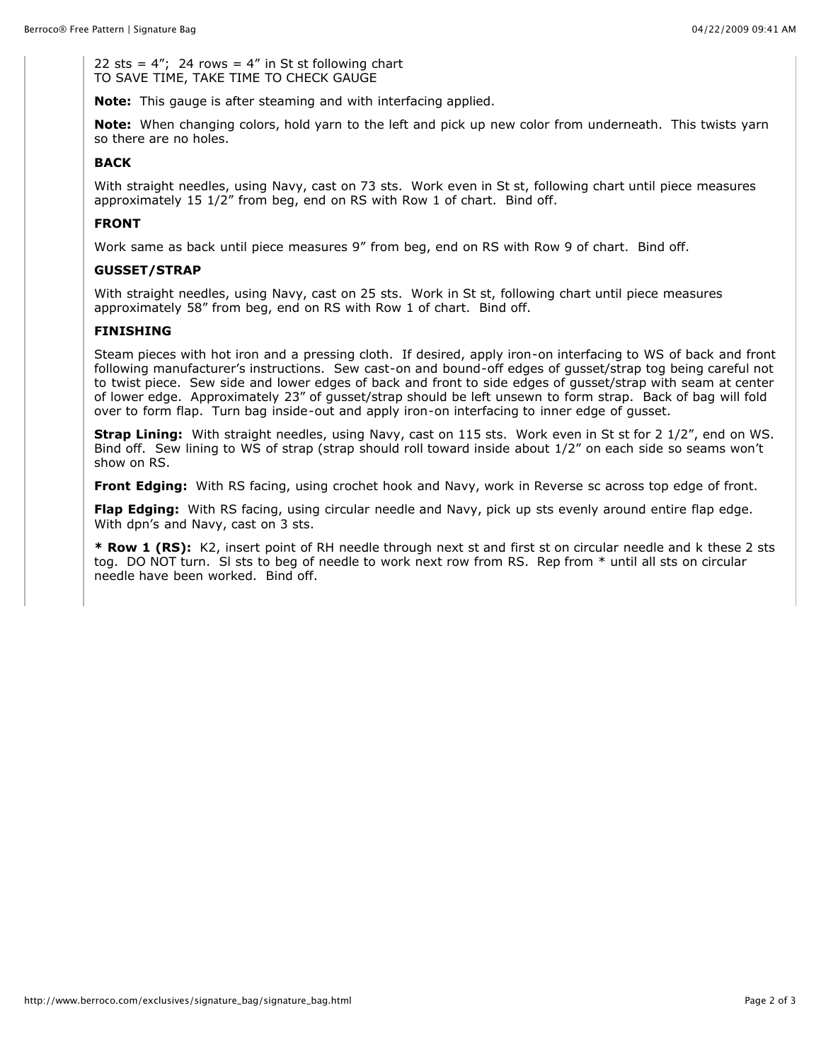22 sts = 4"; 24 rows = 4" in St st following chart
TO SAVE TIME, TAKE TIME TO CHECK GAUGE

**Note:** This gauge is after steaming and with interfacing applied.

**Note:** When changing colors, hold yarn to the left and pick up new color from underneath. This twists yarn so there are no holes.

**BACK**

With straight needles, using Navy, cast on 73 sts. Work even in St st, following chart until piece measures approximately 15 1/2" from beg, end on RS with Row 1 of chart. Bind off.

**FRONT**

Work same as back until piece measures 9" from beg, end on RS with Row 9 of chart. Bind off.

**GUSSET/STRAP**

With straight needles, using Navy, cast on 25 sts. Work in St st, following chart until piece measures approximately 58" from beg, end on RS with Row 1 of chart. Bind off.

**FINISHING**

Steam pieces with hot iron and a pressing cloth. If desired, apply iron-on interfacing to WS of back and front following manufacturer's instructions. Sew cast-on and bound-off edges of gusset/strap tog being careful not to twist piece. Sew side and lower edges of back and front to side edges of gusset/strap with seam at center of lower edge. Approximately 23" of gusset/strap should be left unsewn to form strap. Back of bag will fold over to form flap. Turn bag inside-out and apply iron-on interfacing to inner edge of gusset.

**Strap Lining:** With straight needles, using Navy, cast on 115 sts. Work even in St st for 2 1/2", end on WS. Bind off. Sew lining to WS of strap (strap should roll toward inside about 1/2" on each side so seams won't show on RS.

**Front Edging:** With RS facing, using crochet hook and Navy, work in Reverse sc across top edge of front.

**Flap Edging:** With RS facing, using circular needle and Navy, pick up sts evenly around entire flap edge. With dpn's and Navy, cast on 3 sts.

*** Row 1 (RS):** K2, insert point of RH needle through next st and first st on circular needle and k these 2 sts tog. DO NOT turn. Sl sts to beg of needle to work next row from RS. Rep from * until all sts on circular needle have been worked. Bind off.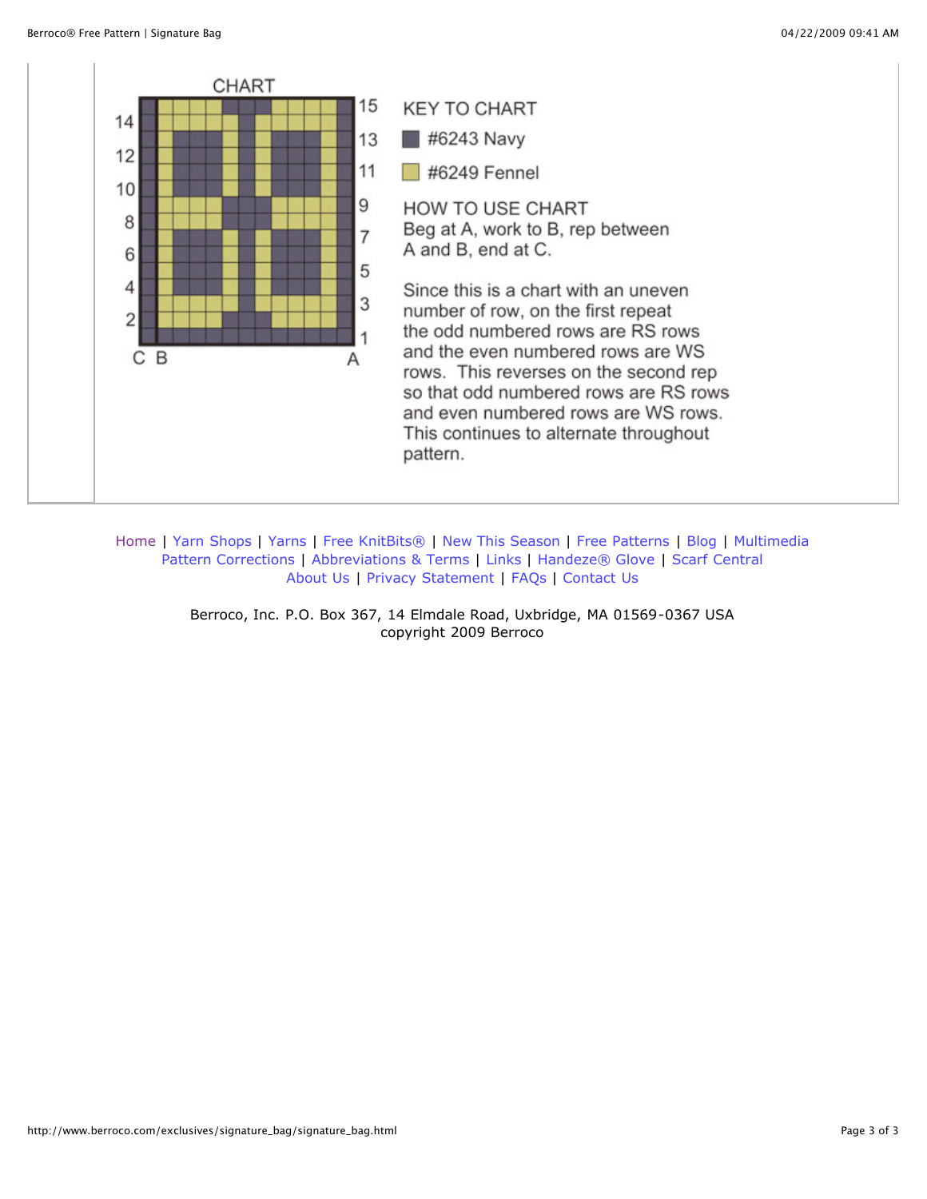CHART

15
14
13
12
11
10
9
8
7
6
5
4
3
2
1
C B A

KEY TO CHART

#6243 Navy

#6249 Fennel

HOW TO USE CHART

Beg at A, work to B, rep between A and B, end at C.

Since this is a chart with an uneven number of row, on the first repeat the odd numbered rows are RS rows and the even numbered rows are WS rows. This reverses on the second rep so that odd numbered rows are RS rows and even numbered rows are WS rows. This continues to alternate throughout pattern.

Home | Yarn Shops | Yarns | Free KnitBits® | New This Season | Free Patterns | Blog | Multimedia
Pattern Corrections | Abbreviations & Terms | Links | Handeze® Glove | Scarf Central
About Us | Privacy Statement | FAQs | Contact Us

Berroco, Inc. P.O. Box 367, 14 Elmdale Road, Uxbridge, MA 01569-0367 USA
copyright 2009 Berroco